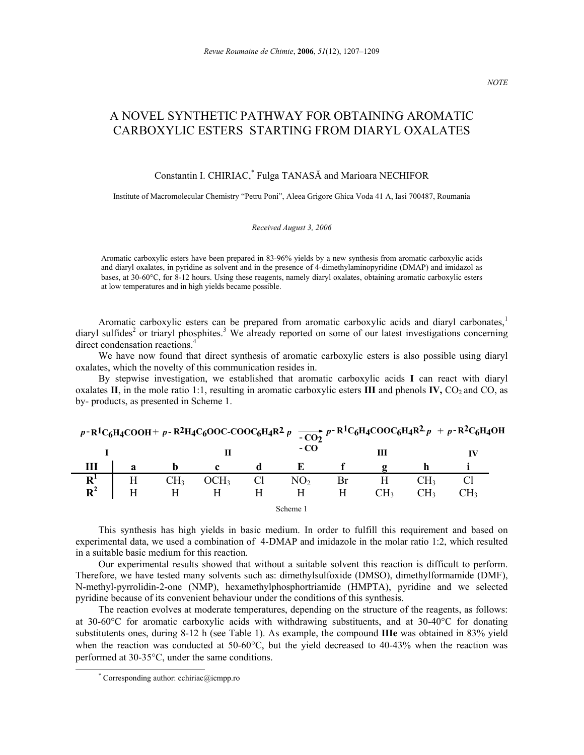NOTE

# A NOVEL SYNTHETIC PATHWAY FOR OBTAINING AROMATIC CARBOXYLIC ESTERS STARTING FROM DIARYL OXALATES

Constantin I. CHIRIAC,* Fulga TANASĂ and Marioara NECHIFOR

Institute of Macromolecular Chemistry "Petru Poni", Aleea Grigore Ghica Voda 41 A, Iasi 700487, Roumania

*Received August 3, 2006*

Aromatic carboxylic esters have been prepared in 83-96% yields by a new synthesis from aromatic carboxylic acids and diaryl oxalates, in pyridine as solvent and in the presence of 4-dimethylaminopyridine (DMAP) and imidazol as bases, at 30-60°C, for 8-12 hours. Using these reagents, namely diaryl oxalates, obtaining aromatic carboxylic esters at low temperatures and in high yields became possible.

Aromatic carboxylic esters can be prepared from aromatic carboxylic acids and diaryl carbonates,[1] diaryl sulfides[2] or triaryl phosphites.[3] We already reported on some of our latest investigations concerning direct condensation reactions.[4]

We have now found that direct synthesis of aromatic carboxylic esters is also possible using diaryl oxalates, which the novelty of this communication resides in.

By stepwise investigation, we established that aromatic carboxylic acids **I** can react with diaryl oxalates **II**, in the mole ratio 1:1, resulting in aromatic carboxylic esters **III** and phenols **IV,** $CO_2$ and CO, as by- products, as presented in Scheme 1.

$$\underset{\mathbf{I}}{p\text{-}R^1C_6H_4COOH} + \underset{\mathbf{II}}{p\text{-}R^2H_4C_6OOC\text{-}COOC_6H_4R^2\,p} \xrightarrow[-\,CO]{-\,CO_2} \underset{\mathbf{III}}{p\text{-}R^1C_6H_4COOC_6H_4R^2\text{-}p} + \underset{\mathbf{IV}}{p\text{-}R^2C_6H_4OH}$$

| III | a | b | c | d | E | f | g | h | i |
|---|---|---|---|---|---|---|---|---|---|
| $R^1$ | H | $CH_3$ | $OCH_3$ | Cl | $NO_2$ | Br | H | $CH_3$ | Cl |
| $R^2$ | H | H | H | H | H | H | $CH_3$ | $CH_3$ | $CH_3$ |

Scheme 1

This synthesis has high yields in basic medium. In order to fulfill this requirement and based on experimental data, we used a combination of 4-DMAP and imidazole in the molar ratio 1:2, which resulted in a suitable basic medium for this reaction.

Our experimental results showed that without a suitable solvent this reaction is difficult to perform. Therefore, we have tested many solvents such as: dimethylsulfoxide (DMSO), dimethylformamide (DMF), N-methyl-pyrrolidin-2-one (NMP), hexamethylphosphortriamide (HMPTA), pyridine and we selected pyridine because of its convenient behaviour under the conditions of this synthesis.

The reaction evolves at moderate temperatures, depending on the structure of the reagents, as follows: at 30-60°C for aromatic carboxylic acids with withdrawing substituents, and at 30-40°C for donating substitutents ones, during 8-12 h (see Table 1). As example, the compound **IIIe** was obtained in 83% yield when the reaction was conducted at 50-60°C, but the yield decreased to 40-43% when the reaction was performed at 30-35°C, under the same conditions.

* Corresponding author: cchiriac@icmpp.ro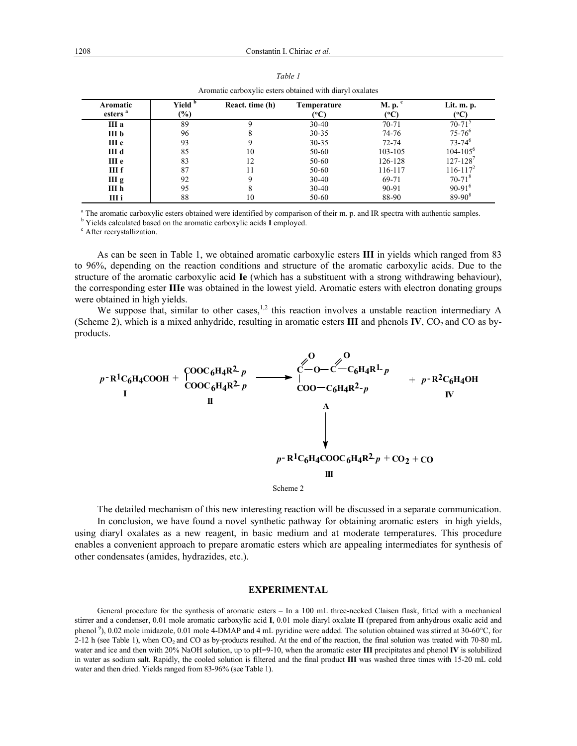*Table 1*

Aromatic carboxylic esters obtained with diaryl oxalates

| Aromatic esters [a] | Yield [b] (%) | React. time (h) | Temperature (°C) | M. p. [c] (°C) | Lit. m. p. (°C) |
|---|---|---|---|---|---|
| III a | 89 | 9 | 30-40 | 70-71 | 70-71[5] |
| III b | 96 | 8 | 30-35 | 74-76 | 75-76[6] |
| III c | 93 | 9 | 30-35 | 72-74 | 73-74[6] |
| III d | 85 | 10 | 50-60 | 103-105 | 104-105[6] |
| III e | 83 | 12 | 50-60 | 126-128 | 127-128[7] |
| III f | 87 | 11 | 50-60 | 116-117 | 116-117[2] |
| III g | 92 | 9 | 30-40 | 69-71 | 70-71[8] |
| III h | 95 | 8 | 30-40 | 90-91 | 90-91[6] |
| III i | 88 | 10 | 50-60 | 88-90 | 89-90[8] |

[a] The aromatic carboxylic esters obtained were identified by comparison of their m. p. and IR spectra with authentic samples.
[b] Yields calculated based on the aromatic carboxylic acids **I** employed.
[c] After recrystallization.

As can be seen in Table 1, we obtained aromatic carboxylic esters **III** in yields which ranged from 83 to 96%, depending on the reaction conditions and structure of the aromatic carboxylic acids. Due to the structure of the aromatic carboxylic acid **Ie** (which has a substituent with a strong withdrawing behaviour), the corresponding ester **IIIe** was obtained in the lowest yield. Aromatic esters with electron donating groups were obtained in high yields.

We suppose that, similar to other cases,[1,2] this reaction involves a unstable reaction intermediary A (Scheme 2), which is a mixed anhydride, resulting in aromatic esters **III** and phenols **IV**, $CO_2$ and CO as by-products.

$$p\text{-}R^1C_6H_4COOH\ (\mathbf{I}) + \begin{matrix} COOC_6H_4R^2\text{-}p \\ | \\ COOC_6H_4R^2\text{-}p \end{matrix}\ (\mathbf{II}) \longrightarrow \begin{matrix} C(=O){-}O{-}C(=O){-}C_6H_4R^1\text{-}p \\ | \\ COO{-}C_6H_4R^2\text{-}p \end{matrix}\ (\mathbf{A}) + p\text{-}R^2C_6H_4OH\ (\mathbf{IV})$$

$$\mathbf{A} \longrightarrow p\text{-}R^1C_6H_4COOC_6H_4R^2\text{-}p\ (\mathbf{III}) + CO_2 + CO$$

Scheme 2

The detailed mechanism of this new interesting reaction will be discussed in a separate communication.

In conclusion, we have found a novel synthetic pathway for obtaining aromatic esters in high yields, using diaryl oxalates as a new reagent, in basic medium and at moderate temperatures. This procedure enables a convenient approach to prepare aromatic esters which are appealing intermediates for synthesis of other condensates (amides, hydrazides, etc.).

## EXPERIMENTAL

General procedure for the synthesis of aromatic esters – In a 100 mL three-necked Claisen flask, fitted with a mechanical stirrer and a condenser, 0.01 mole aromatic carboxylic acid **I**, 0.01 mole diaryl oxalate **II** (prepared from anhydrous oxalic acid and phenol [9]), 0.02 mole imidazole, 0.01 mole 4-DMAP and 4 mL pyridine were added. The solution obtained was stirred at 30-60°C, for 2-12 h (see Table 1), when $CO_2$ and CO as by-products resulted. At the end of the reaction, the final solution was treated with 70-80 mL water and ice and then with 20% NaOH solution, up to pH=9-10, when the aromatic ester **III** precipitates and phenol **IV** is solubilized in water as sodium salt. Rapidly, the cooled solution is filtered and the final product **III** was washed three times with 15-20 mL cold water and then dried. Yields ranged from 83-96% (see Table 1).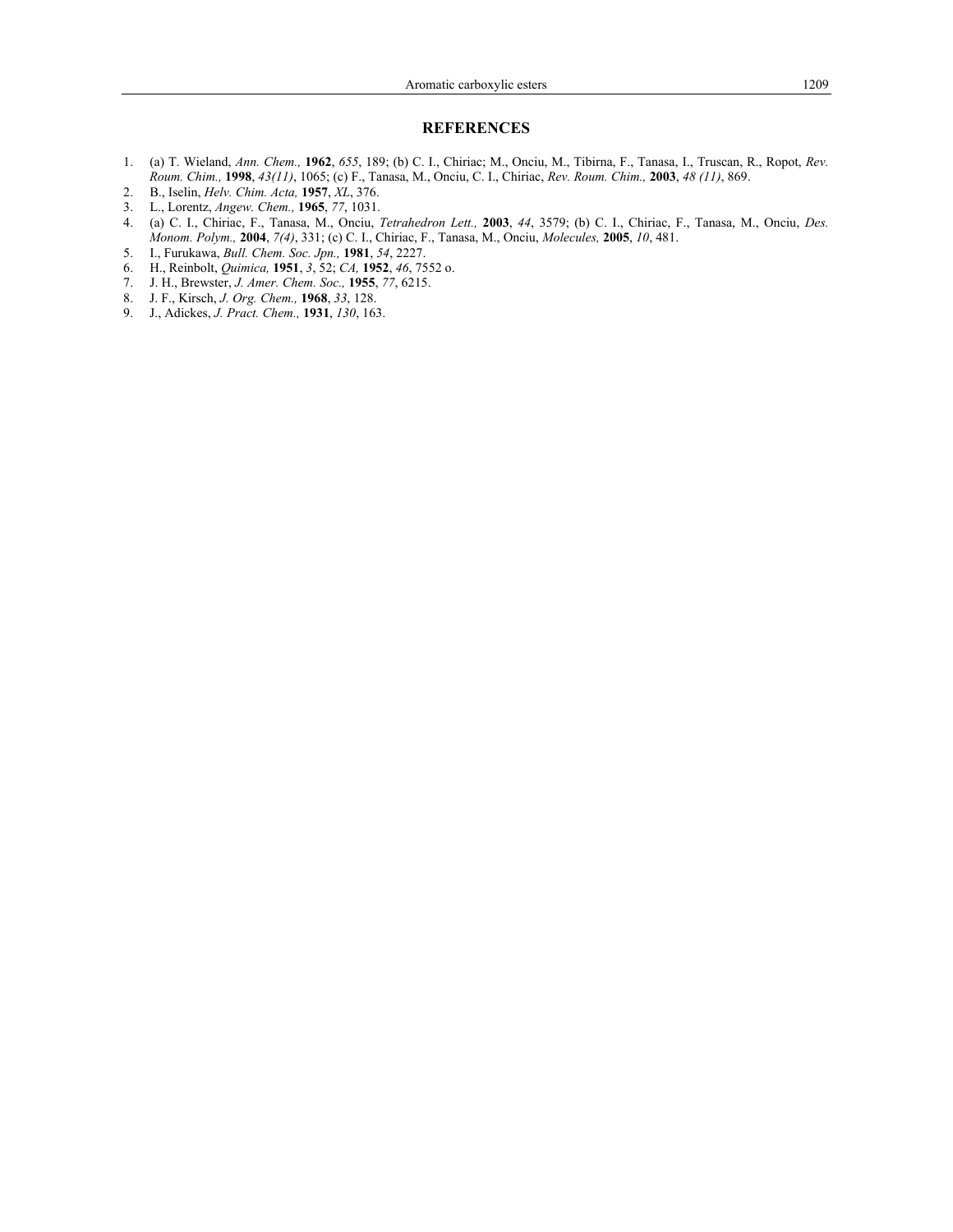## REFERENCES

1. (a) T. Wieland, *Ann. Chem.,* **1962**, *655*, 189; (b) C. I., Chiriac; M., Onciu, M., Tibirna, F., Tanasa, I., Truscan, R., Ropot, *Rev. Roum. Chim.,* **1998**, *43(11)*, 1065; (c) F., Tanasa, M., Onciu, C. I., Chiriac, *Rev. Roum. Chim.,* **2003**, *48 (11)*, 869.
2. B., Iselin, *Helv. Chim. Acta,* **1957**, *XL*, 376.
3. L., Lorentz, *Angew. Chem.,* **1965**, *77*, 1031.
4. (a) C. I., Chiriac, F., Tanasa, M., Onciu, *Tetrahedron Lett.,* **2003**, *44*, 3579; (b) C. I., Chiriac, F., Tanasa, M., Onciu, *Des. Monom. Polym.,* **2004**, *7(4)*, 331; (c) C. I., Chiriac, F., Tanasa, M., Onciu, *Molecules,* **2005**, *10*, 481.
5. I., Furukawa, *Bull. Chem. Soc. Jpn.,* **1981**, *54*, 2227.
6. H., Reinbolt, *Quimica,* **1951**, *3*, 52; *CA,* **1952**, *46*, 7552 o.
7. J. H., Brewster, *J. Amer. Chem. Soc.,* **1955**, *77*, 6215.
8. J. F., Kirsch, *J. Org. Chem.,* **1968**, *33*, 128.
9. J., Adickes, *J. Pract. Chem.,* **1931**, *130*, 163.